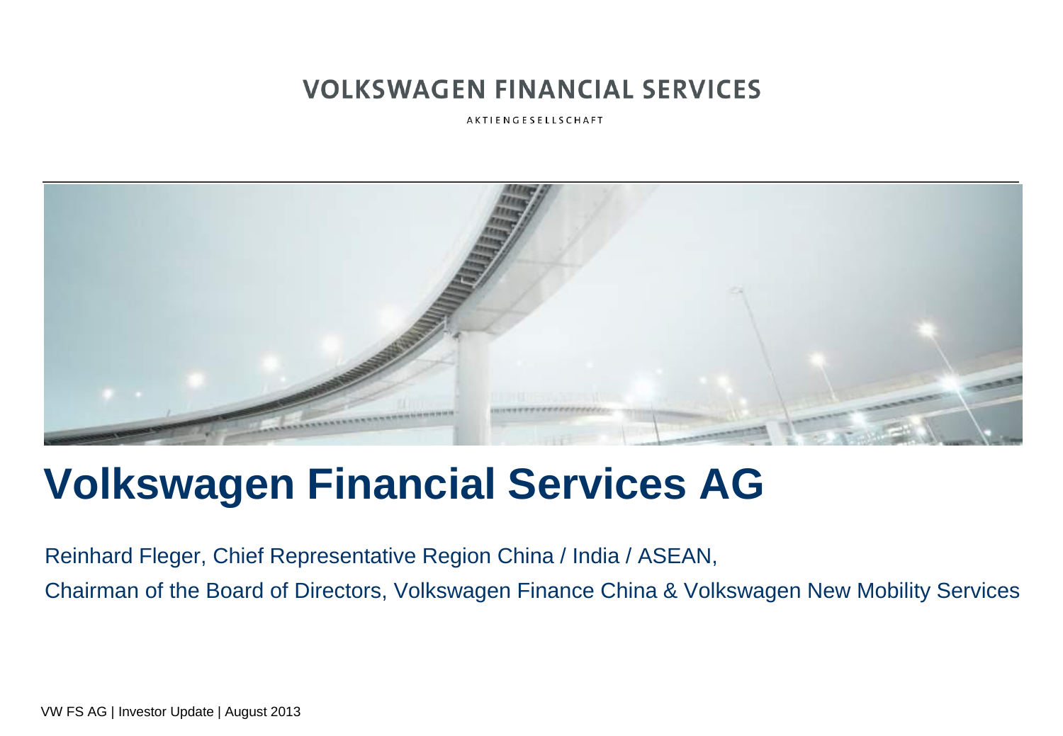VOLKSWAGEN FINANCIAL SERVICES

AKTIENGESELLSCHAFT

# Volkswagen Financial Services AG

Reinhard Fleger, Chief Representative Region China / India / ASEAN,

Chairman of the Board of Directors, Volkswagen Finance China & Volkswagen New Mobility Services

VW FS AG | Investor Update | August 2013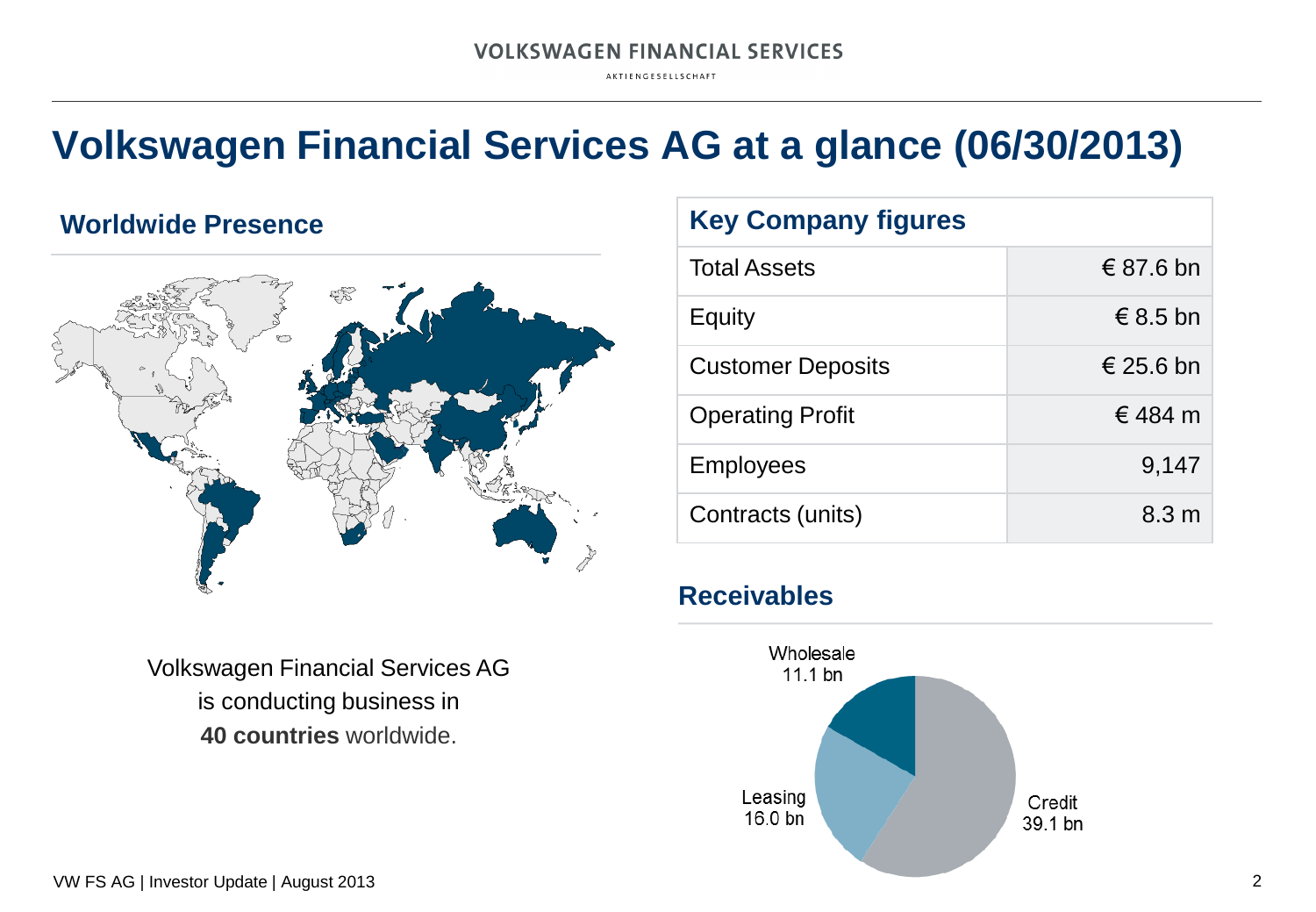# Volkswagen Financial Services AG at a glance (06/30/2013)

## Worldwide Presence

Volkswagen Financial Services AG is conducting business in **40 countries** worldwide.

## Key Company figures

| Key Company figures | |
|---|---|
| Total Assets | € 87.6 bn |
| Equity | € 8.5 bn |
| Customer Deposits | € 25.6 bn |
| Operating Profit | € 484 m |
| Employees | 9,147 |
| Contracts (units) | 8.3 m |

## Receivables

Wholesale 11.1 bn

Leasing 16.0 bn

Credit 39.1 bn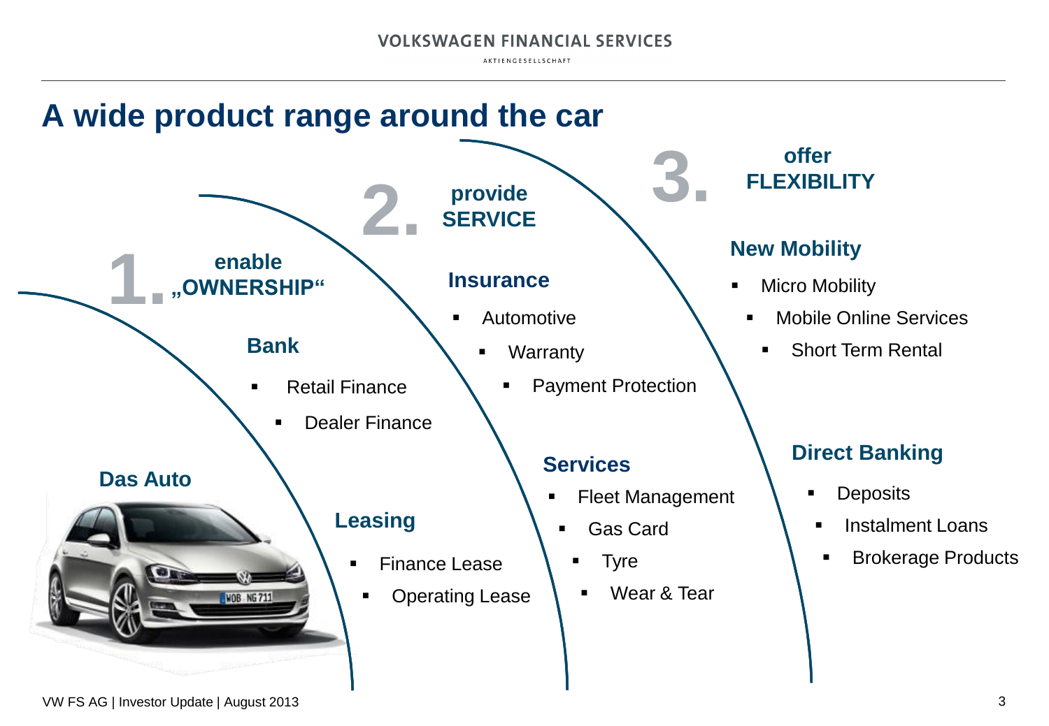# A wide product range around the car

## 1. enable „OWNERSHIP“

### Bank

- Retail Finance
- Dealer Finance

### Leasing

- Finance Lease
- Operating Lease

## 2. provide SERVICE

### Insurance

- Automotive
- Warranty
- Payment Protection

### Services

- Fleet Management
- Gas Card
- Tyre
- Wear & Tear

## 3. offer FLEXIBILITY

### New Mobility

- Micro Mobility
- Mobile Online Services
- Short Term Rental

### Direct Banking

- Deposits
- Instalment Loans
- Brokerage Products

Das Auto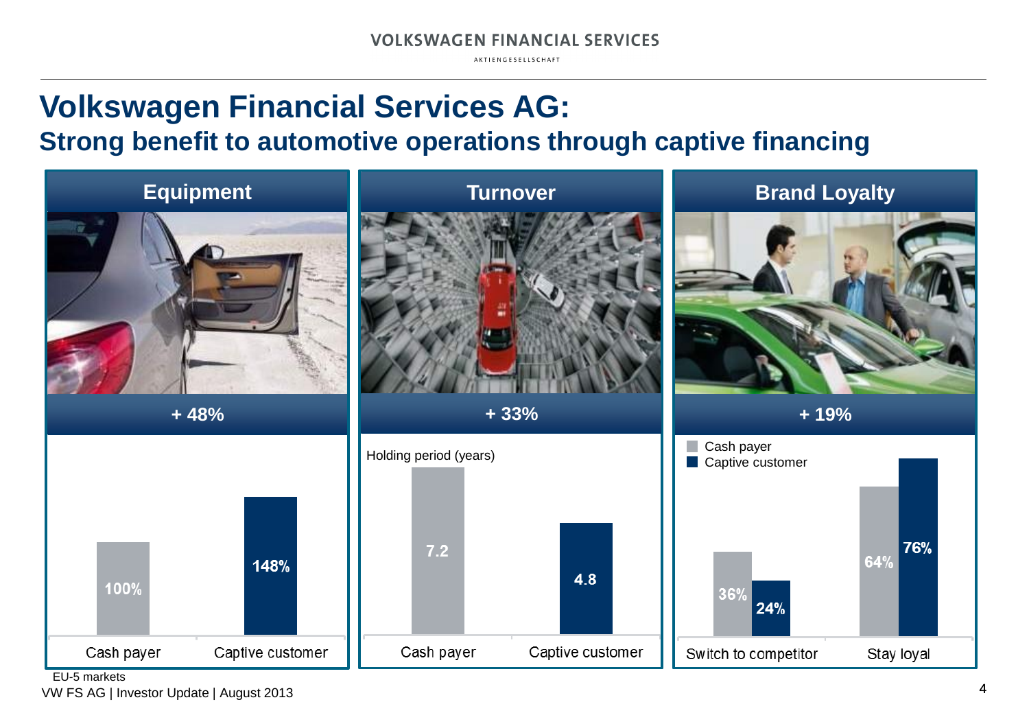# Volkswagen Financial Services AG:
## Strong benefit to automotive operations through captive financing

### Equipment

**+ 48%**

| | Cash payer | Captive customer |
|---|---|---|
| Equipment | 100% | 148% |

### Turnover

**+ 33%**

Holding period (years)

| | Cash payer | Captive customer |
|---|---|---|
| Holding period (years) | 7.2 | 4.8 |

### Brand Loyalty

**+ 19%**

| | Cash payer | Captive customer |
|---|---|---|
| Switch to competitor | 36% | 24% |
| Stay loyal | 64% | 76% |

EU-5 markets

VW FS AG | Investor Update | August 2013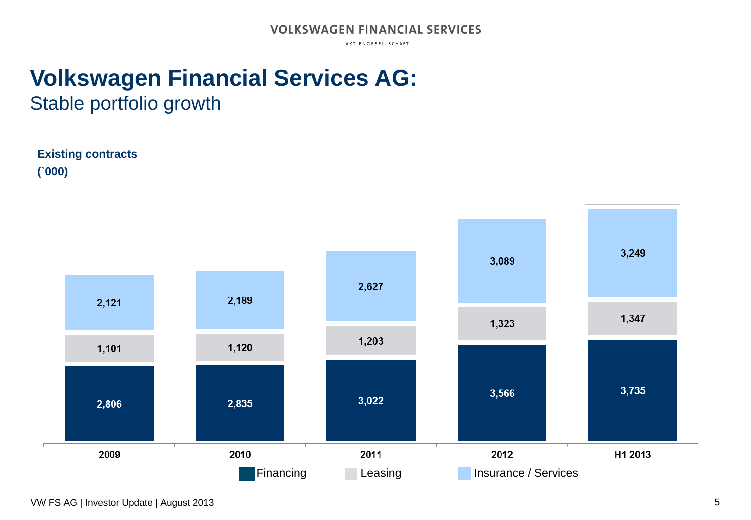# Volkswagen Financial Services AG:

## Stable portfolio growth

**Existing contracts**
**(`000)**

| | 2009 | 2010 | 2011 | 2012 | H1 2013 |
|---|---|---|---|---|---|
| Financing | 2,806 | 2,835 | 3,022 | 3,566 | 3,735 |
| Leasing | 1,101 | 1,120 | 1,203 | 1,323 | 1,347 |
| Insurance / Services | 2,121 | 2,189 | 2,627 | 3,089 | 3,249 |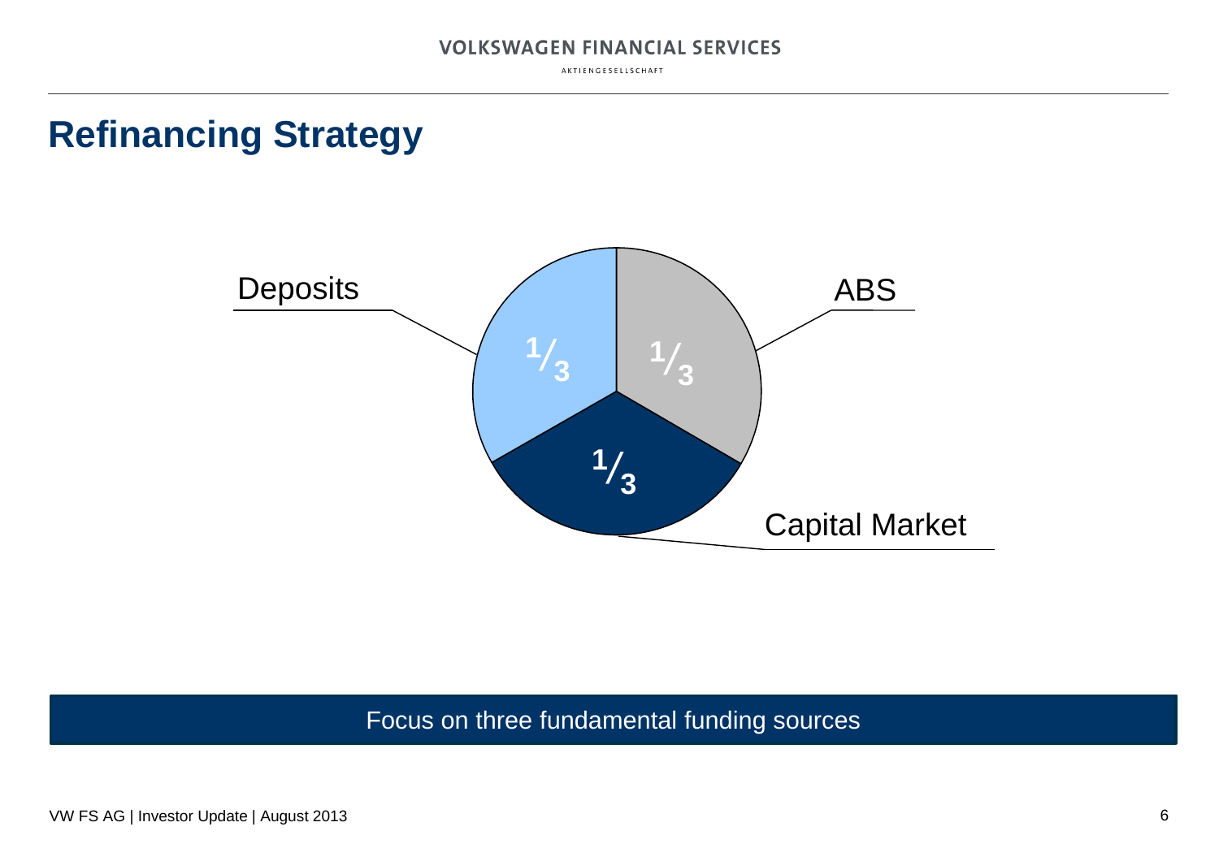# Refinancing Strategy

Deposits — $^1/_3$

ABS — $^1/_3$

Capital Market — $^1/_3$

Focus on three fundamental funding sources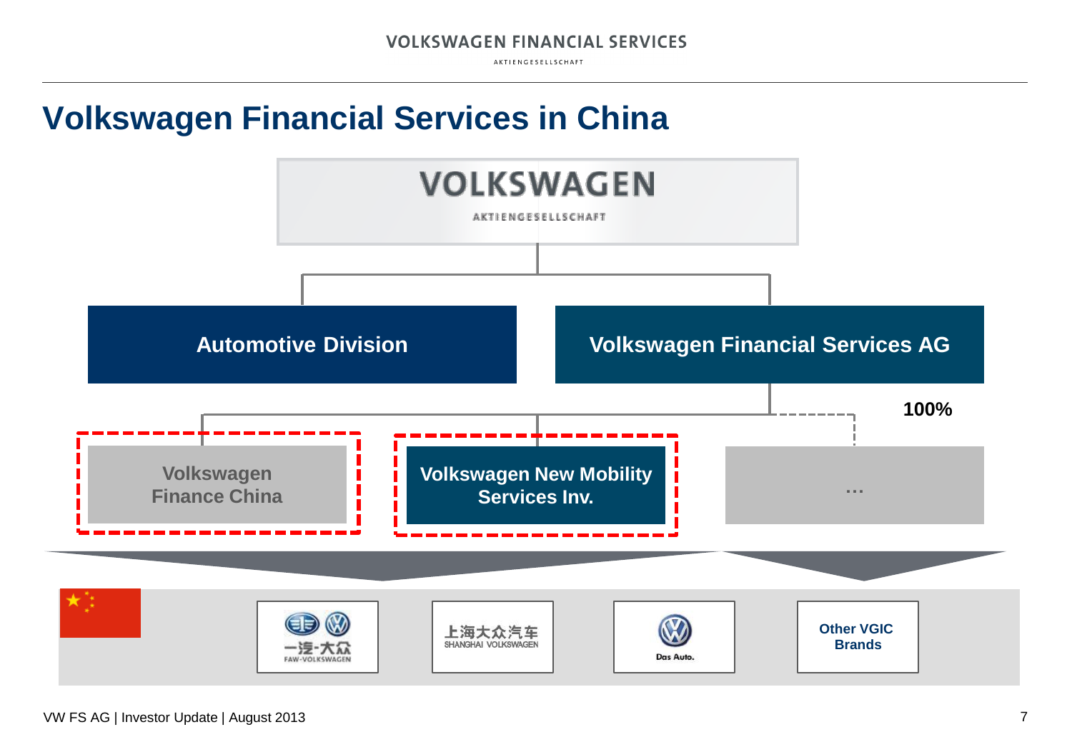# Volkswagen Financial Services in China

VOLKSWAGEN AKTIENGESELLSCHAFT

- Automotive Division
- Volkswagen Financial Services AG
  - Volkswagen Finance China
  - Volkswagen New Mobility Services Inv.
  - … (100%)

一汽-大众 FAW-VOLKSWAGEN

上海大众汽车 SHANGHAI VOLKSWAGEN

Das Auto.

Other VGIC Brands

VW FS AG | Investor Update | August 2013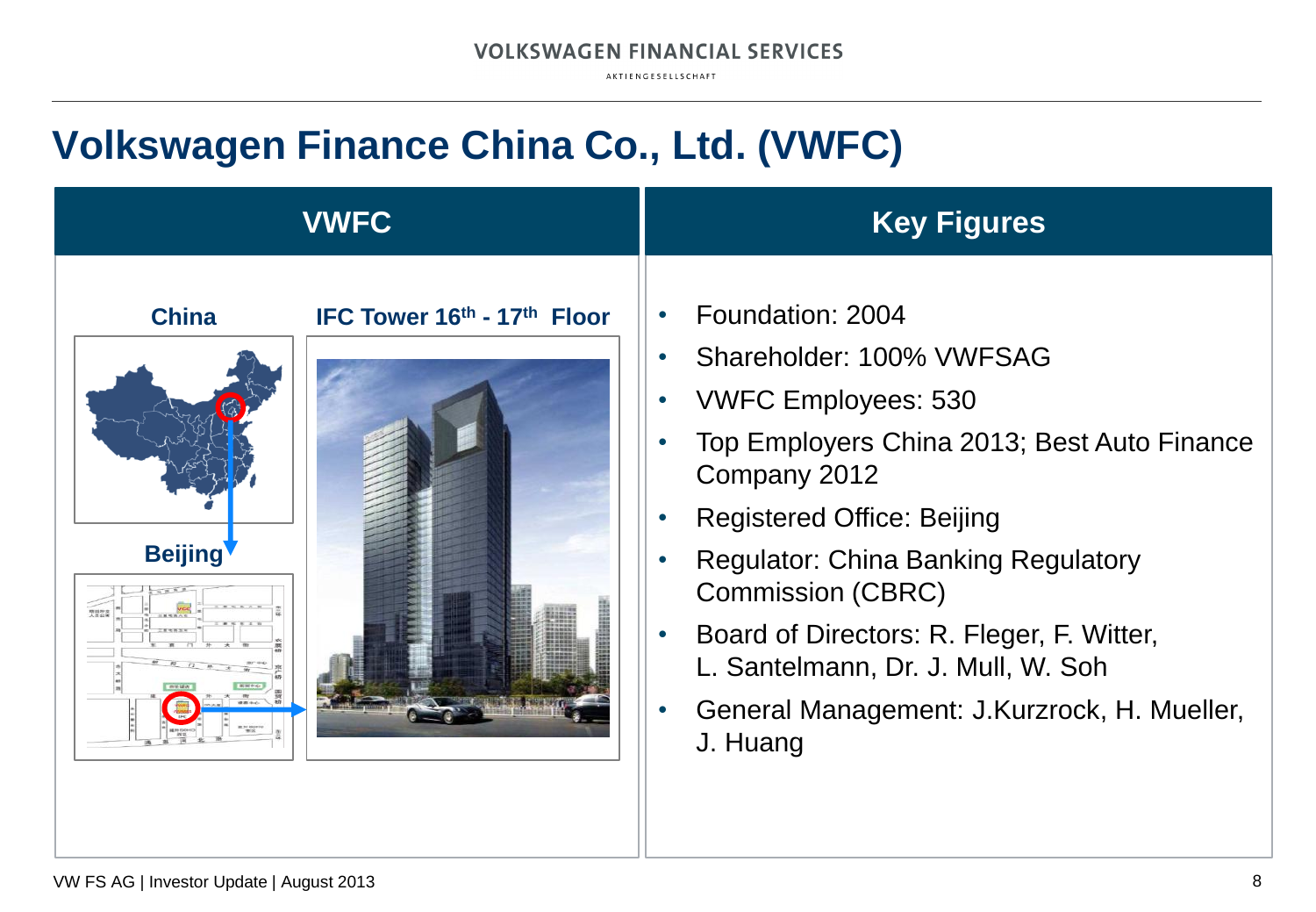# Volkswagen Finance China Co., Ltd. (VWFC)

## VWFC

**China**

**IFC Tower 16th - 17th Floor**

**Beijing**

## Key Figures

- Foundation: 2004
- Shareholder: 100% VWFSAG
- VWFC Employees: 530
- Top Employers China 2013; Best Auto Finance Company 2012
- Registered Office: Beijing
- Regulator: China Banking Regulatory Commission (CBRC)
- Board of Directors: R. Fleger, F. Witter, L. Santelmann, Dr. J. Mull, W. Soh
- General Management: J.Kurzrock, H. Mueller, J. Huang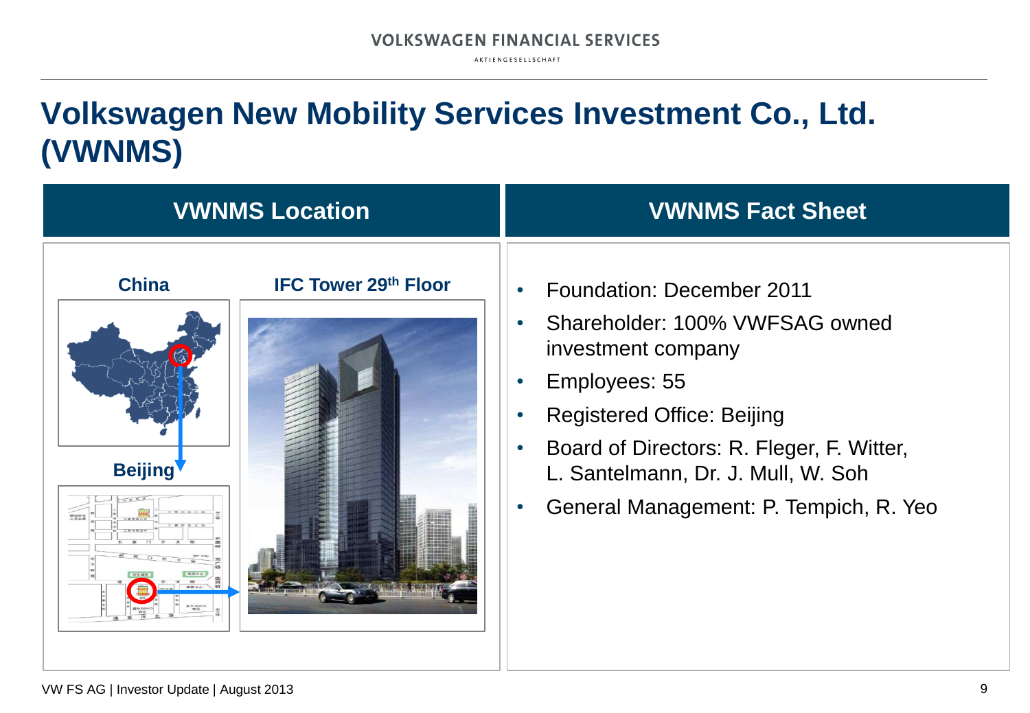# Volkswagen New Mobility Services Investment Co., Ltd. (VWNMS)

## VWNMS Location

**China**

**IFC Tower 29th Floor**

**Beijing**

## VWNMS Fact Sheet

- Foundation: December 2011
- Shareholder: 100% VWFSAG owned investment company
- Employees: 55
- Registered Office: Beijing
- Board of Directors: R. Fleger, F. Witter, L. Santelmann, Dr. J. Mull, W. Soh
- General Management: P. Tempich, R. Yeo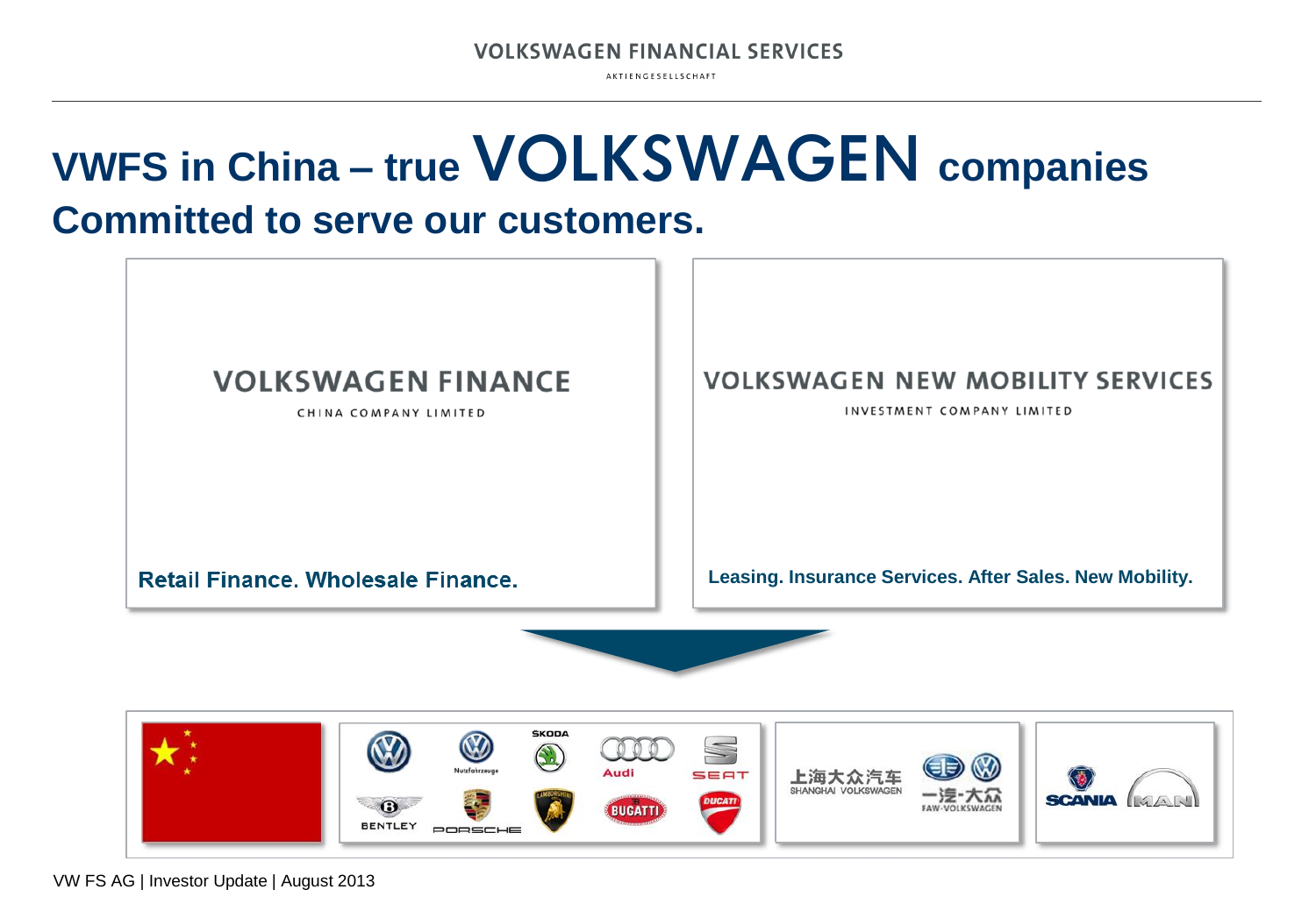# VWFS in China – true VOLKSWAGEN companies

## Committed to serve our customers.

**VOLKSWAGEN FINANCE**
CHINA COMPANY LIMITED

**Retail Finance. Wholesale Finance.**

**VOLKSWAGEN NEW MOBILITY SERVICES**
INVESTMENT COMPANY LIMITED

**Leasing. Insurance Services. After Sales. New Mobility.**

Nutzfahrzeuge, SKODA, Audi, SEAT, BENTLEY, PORSCHE, LAMBORGHINI, BUGATTI, DUCATI

上海大众汽车 SHANGHAI VOLKSWAGEN

一汽-大众 FAW-VOLKSWAGEN

SCANIA, MAN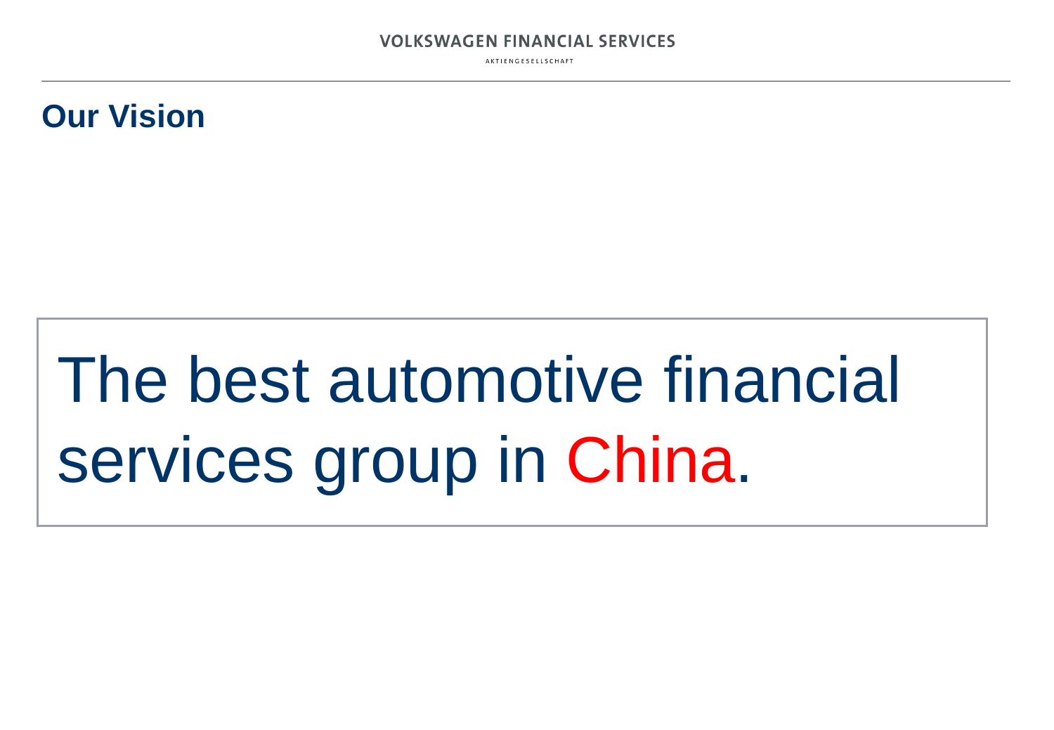## Our Vision

The best automotive financial services group in China.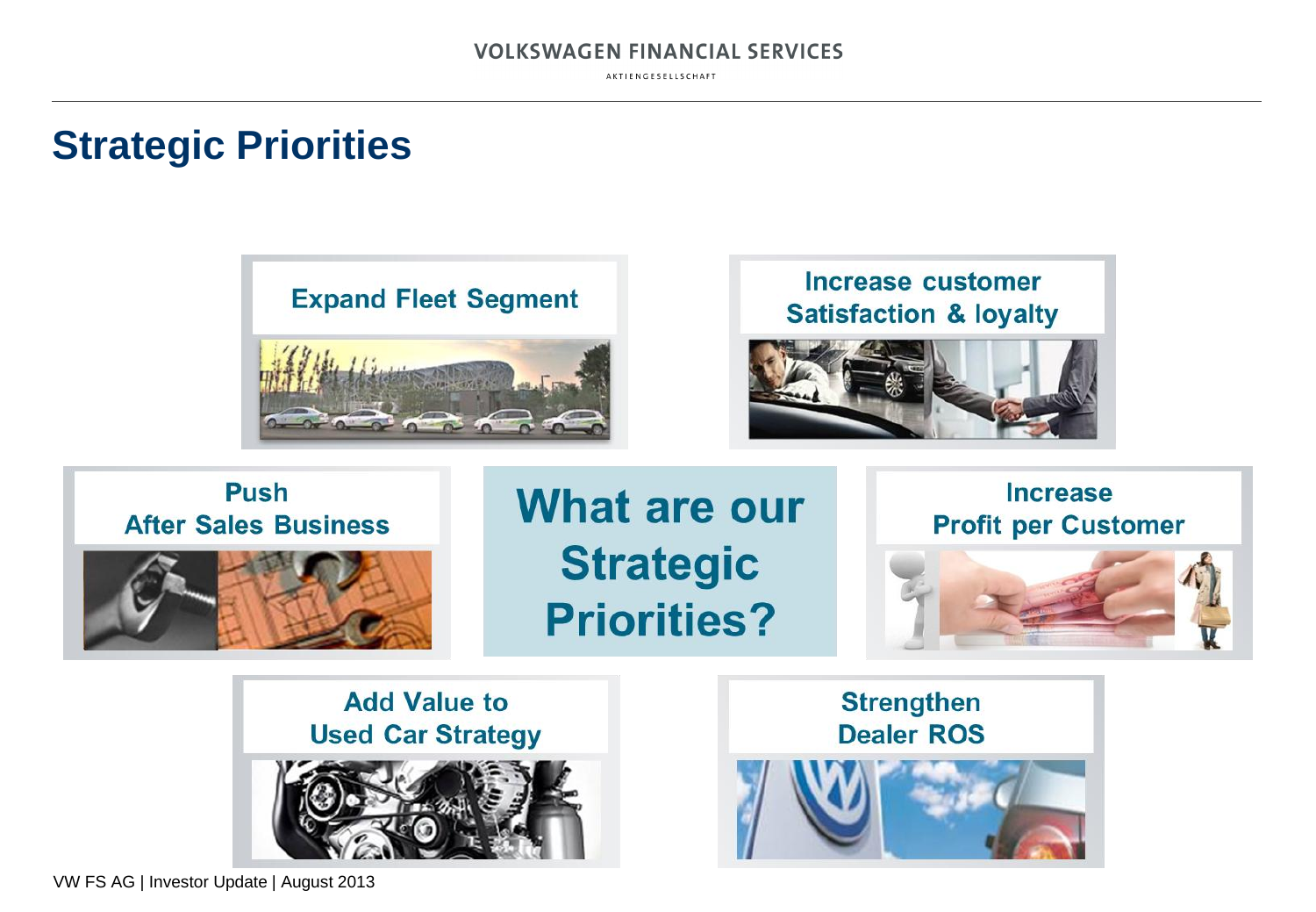# Strategic Priorities

**What are our Strategic Priorities?**

- Expand Fleet Segment
- Increase customer Satisfaction & loyalty
- Push After Sales Business
- Increase Profit per Customer
- Add Value to Used Car Strategy
- Strengthen Dealer ROS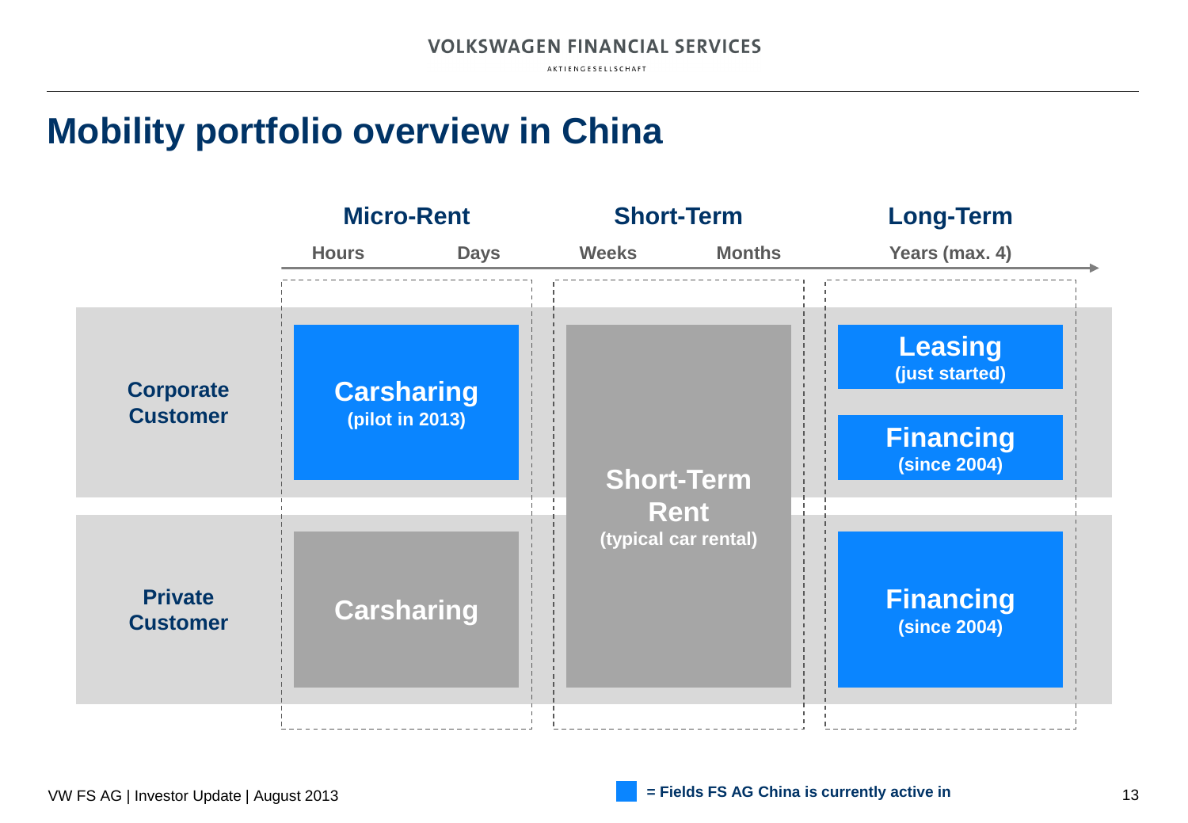# Mobility portfolio overview in China

| | Micro-Rent (Hours – Days) | Short-Term (Weeks – Months) | Long-Term (Years (max. 4)) |
|---|---|---|---|
| **Corporate Customer** | **Carsharing** (pilot in 2013) ■ | **Short-Term Rent** (typical car rental) | **Leasing** (just started) ■<br>**Financing** (since 2004) ■ |
| **Private Customer** | **Carsharing** | **Short-Term Rent** (typical car rental) | **Financing** (since 2004) ■ |

■ = Fields FS AG China is currently active in

VW FS AG | Investor Update | August 2013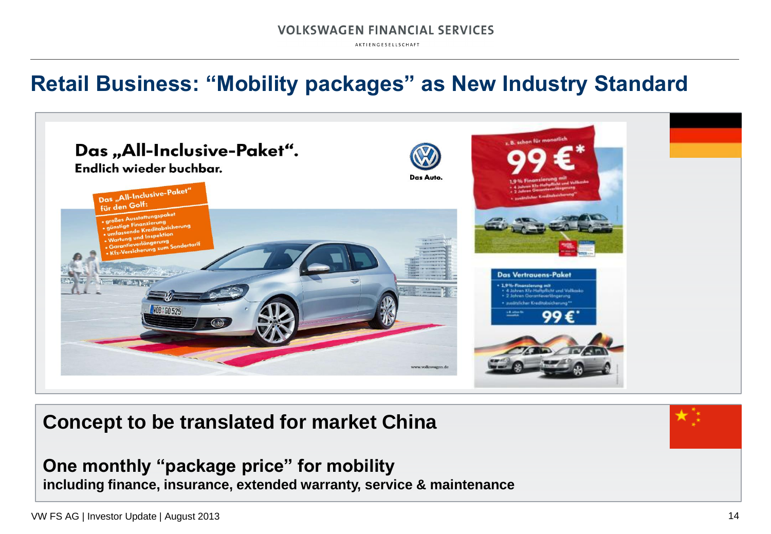# Retail Business: “Mobility packages” as New Industry Standard

Das „All-Inclusive-Paket“.
Endlich wieder buchbar.

Das „All-Inclusive-Paket“ für den Golf:
- großes Ausstattungspaket
- günstige Finanzierung
- umfassende Kreditabsicherung
- Wartung und Inspektion
- Garantieverlängerung
- Kfz-Versicherung zum Sondertarif

Das Auto.

z. B. schon für monatlich 99 €*

Das Vertrauens-Paket

99 €*

**Concept to be translated for market China**

**One monthly “package price” for mobility**
**including finance, insurance, extended warranty, service & maintenance**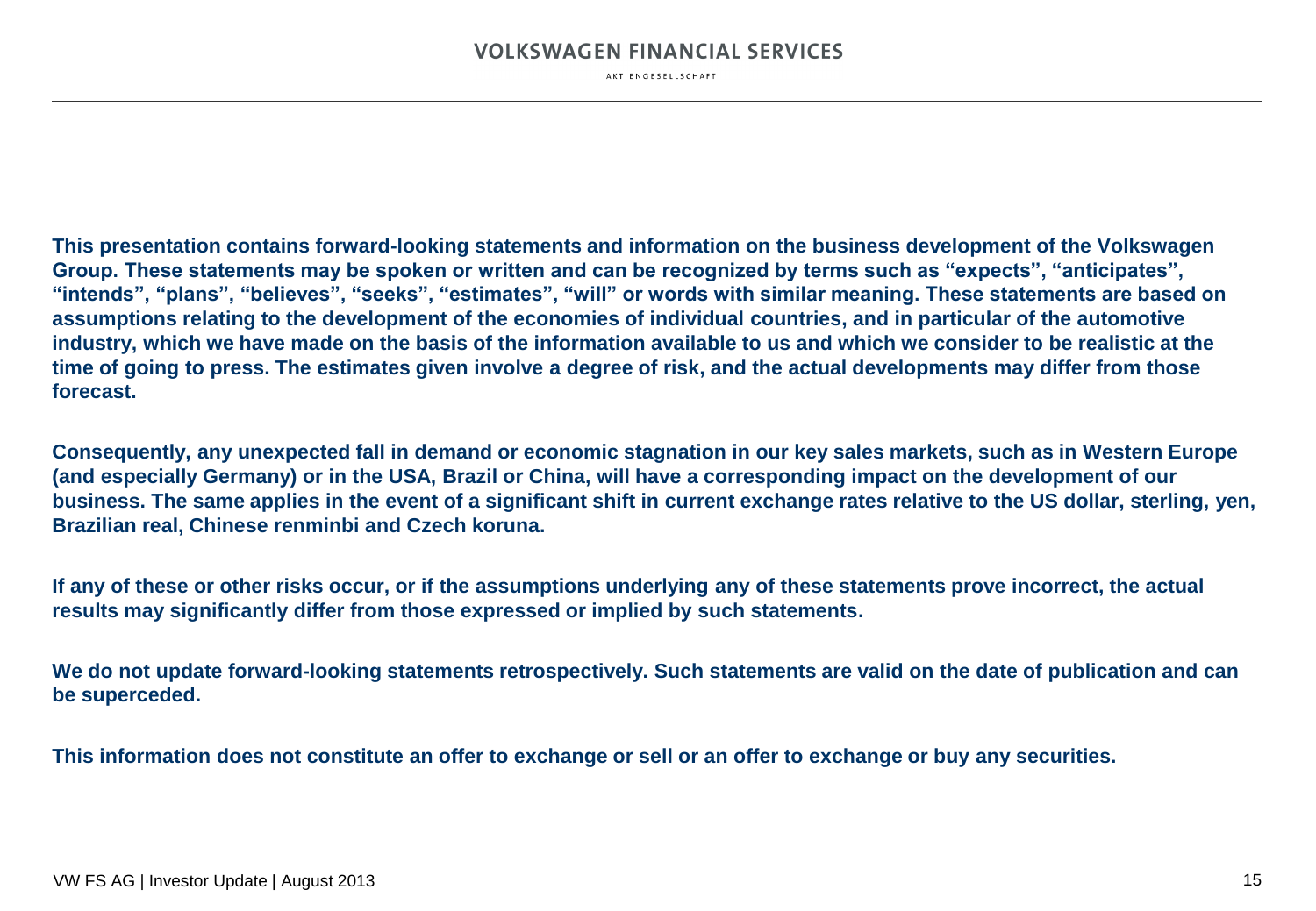**This presentation contains forward-looking statements and information on the business development of the Volkswagen Group. These statements may be spoken or written and can be recognized by terms such as "expects", "anticipates", "intends", "plans", "believes", "seeks", "estimates", "will" or words with similar meaning. These statements are based on assumptions relating to the development of the economies of individual countries, and in particular of the automotive industry, which we have made on the basis of the information available to us and which we consider to be realistic at the time of going to press. The estimates given involve a degree of risk, and the actual developments may differ from those forecast.**

**Consequently, any unexpected fall in demand or economic stagnation in our key sales markets, such as in Western Europe (and especially Germany) or in the USA, Brazil or China, will have a corresponding impact on the development of our business. The same applies in the event of a significant shift in current exchange rates relative to the US dollar, sterling, yen, Brazilian real, Chinese renminbi and Czech koruna.**

**If any of these or other risks occur, or if the assumptions underlying any of these statements prove incorrect, the actual results may significantly differ from those expressed or implied by such statements.**

**We do not update forward-looking statements retrospectively. Such statements are valid on the date of publication and can be superceded.**

**This information does not constitute an offer to exchange or sell or an offer to exchange or buy any securities.**